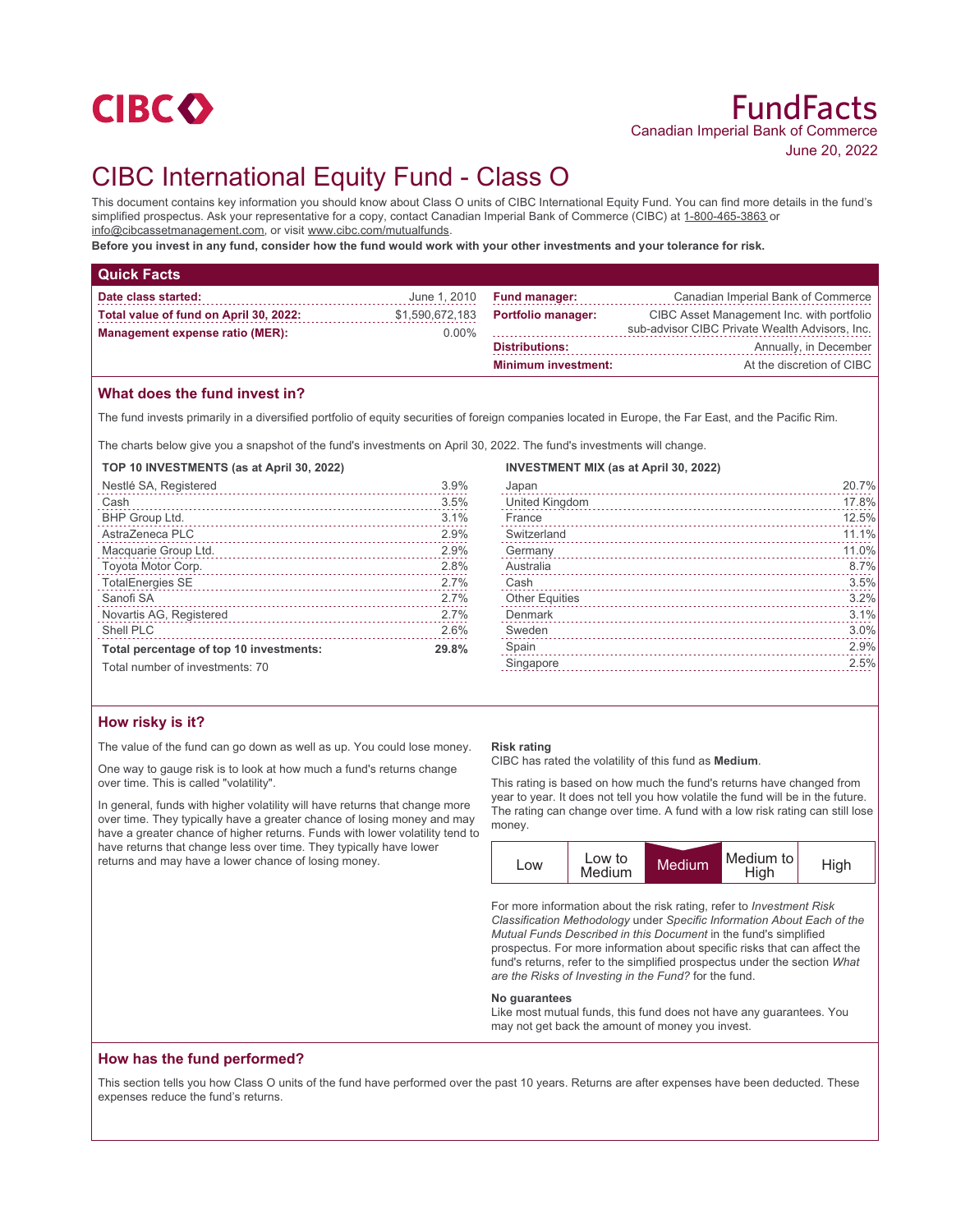CIBC

# FundFacts

Canadian Imperial Bank of Commerce

June 20, 2022

# CIBC International Equity Fund - Class O

This document contains key information you should know about Class O units of CIBC International Equity Fund. You can find more details in the fund's simplified prospectus. Ask your representative for a copy, contact Canadian Imperial Bank of Commerce (CIBC) at 1-800-465-3863 or info@cibcassetmanagement.com, or visit www.cibc.com/mutualfunds.

**Before you invest in any fund, consider how the fund would work with your other investments and your tolerance for risk.**

## Quick Facts

| | |
|---|---|
| **Date class started:** | June 1, 2010 |
| **Total value of fund on April 30, 2022:** | $1,590,672,183 |
| **Management expense ratio (MER):** | 0.00% |
| **Fund manager:** | Canadian Imperial Bank of Commerce |
| **Portfolio manager:** | CIBC Asset Management Inc. with portfolio sub-advisor CIBC Private Wealth Advisors, Inc. |
| **Distributions:** | Annually, in December |
| **Minimum investment:** | At the discretion of CIBC |

## What does the fund invest in?

The fund invests primarily in a diversified portfolio of equity securities of foreign companies located in Europe, the Far East, and the Pacific Rim.

The charts below give you a snapshot of the fund's investments on April 30, 2022. The fund's investments will change.

**TOP 10 INVESTMENTS (as at April 30, 2022)**

| | |
|---|---|
| Nestlé SA, Registered | 3.9% |
| Cash | 3.5% |
| BHP Group Ltd. | 3.1% |
| AstraZeneca PLC | 2.9% |
| Macquarie Group Ltd. | 2.9% |
| Toyota Motor Corp. | 2.8% |
| TotalEnergies SE | 2.7% |
| Sanofi SA | 2.7% |
| Novartis AG, Registered | 2.7% |
| Shell PLC | 2.6% |
| **Total percentage of top 10 investments:** | **29.8%** |

Total number of investments: 70

**INVESTMENT MIX (as at April 30, 2022)**

| | |
|---|---|
| Japan | 20.7% |
| United Kingdom | 17.8% |
| France | 12.5% |
| Switzerland | 11.1% |
| Germany | 11.0% |
| Australia | 8.7% |
| Cash | 3.5% |
| Other Equities | 3.2% |
| Denmark | 3.1% |
| Sweden | 3.0% |
| Spain | 2.9% |
| Singapore | 2.5% |

## How risky is it?

The value of the fund can go down as well as up. You could lose money.

One way to gauge risk is to look at how much a fund's returns change over time. This is called "volatility".

In general, funds with higher volatility will have returns that change more over time. They typically have a greater chance of losing money and may have a greater chance of higher returns. Funds with lower volatility tend to have returns that change less over time. They typically have lower returns and may have a lower chance of losing money.

**Risk rating**

CIBC has rated the volatility of this fund as **Medium**.

This rating is based on how much the fund's returns have changed from year to year. It does not tell you how volatile the fund will be in the future. The rating can change over time. A fund with a low risk rating can still lose money.

| Low | Low to Medium | **Medium** | Medium to High | High |
|---|---|---|---|---|

For more information about the risk rating, refer to *Investment Risk Classification Methodology* under *Specific Information About Each of the Mutual Funds Described in this Document* in the fund's simplified prospectus. For more information about specific risks that can affect the fund's returns, refer to the simplified prospectus under the section *What are the Risks of Investing in the Fund?* for the fund.

**No guarantees**

Like most mutual funds, this fund does not have any guarantees. You may not get back the amount of money you invest.

## How has the fund performed?

This section tells you how Class O units of the fund have performed over the past 10 years. Returns are after expenses have been deducted. These expenses reduce the fund's returns.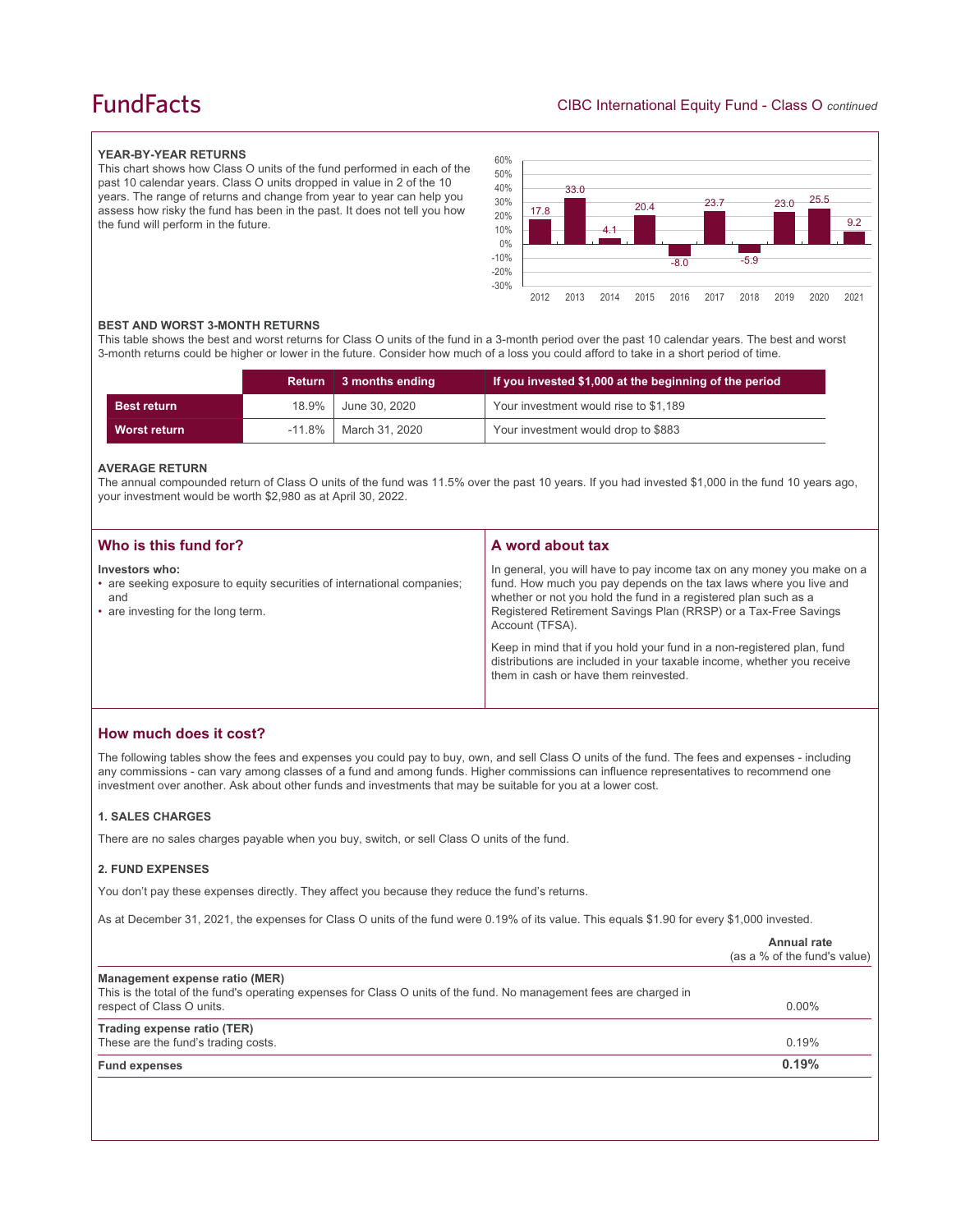## YEAR-BY-YEAR RETURNS

This chart shows how Class O units of the fund performed in each of the past 10 calendar years. Class O units dropped in value in 2 of the 10 years. The range of returns and change from year to year can help you assess how risky the fund has been in the past. It does not tell you how the fund will perform in the future.

| Year | 2012 | 2013 | 2014 | 2015 | 2016 | 2017 | 2018 | 2019 | 2020 | 2021 |
|---|---|---|---|---|---|---|---|---|---|---|
| Return (%) | 17.8 | 33.0 | 4.1 | 20.4 | -8.0 | 23.7 | -5.9 | 23.0 | 25.5 | 9.2 |

## BEST AND WORST 3-MONTH RETURNS

This table shows the best and worst returns for Class O units of the fund in a 3-month period over the past 10 calendar years. The best and worst 3-month returns could be higher or lower in the future. Consider how much of a loss you could afford to take in a short period of time.

| | Return | 3 months ending | If you invested $1,000 at the beginning of the period |
|---|---|---|---|
| **Best return** | 18.9% | June 30, 2020 | Your investment would rise to $1,189 |
| **Worst return** | -11.8% | March 31, 2020 | Your investment would drop to $883 |

## AVERAGE RETURN

The annual compounded return of Class O units of the fund was 11.5% over the past 10 years. If you had invested $1,000 in the fund 10 years ago, your investment would be worth $2,980 as at April 30, 2022.

## Who is this fund for?

**Investors who:**

- are seeking exposure to equity securities of international companies; and
- are investing for the long term.

## A word about tax

In general, you will have to pay income tax on any money you make on a fund. How much you pay depends on the tax laws where you live and whether or not you hold the fund in a registered plan such as a Registered Retirement Savings Plan (RRSP) or a Tax-Free Savings Account (TFSA).

Keep in mind that if you hold your fund in a non-registered plan, fund distributions are included in your taxable income, whether you receive them in cash or have them reinvested.

## How much does it cost?

The following tables show the fees and expenses you could pay to buy, own, and sell Class O units of the fund. The fees and expenses - including any commissions - can vary among classes of a fund and among funds. Higher commissions can influence representatives to recommend one investment over another. Ask about other funds and investments that may be suitable for you at a lower cost.

### 1. SALES CHARGES

There are no sales charges payable when you buy, switch, or sell Class O units of the fund.

### 2. FUND EXPENSES

You don't pay these expenses directly. They affect you because they reduce the fund's returns.

As at December 31, 2021, the expenses for Class O units of the fund were 0.19% of its value. This equals $1.90 for every $1,000 invested.

| | Annual rate (as a % of the fund's value) |
|---|---|
| **Management expense ratio (MER)** This is the total of the fund's operating expenses for Class O units of the fund. No management fees are charged in respect of Class O units. | 0.00% |
| **Trading expense ratio (TER)** These are the fund's trading costs. | 0.19% |
| **Fund expenses** | **0.19%** |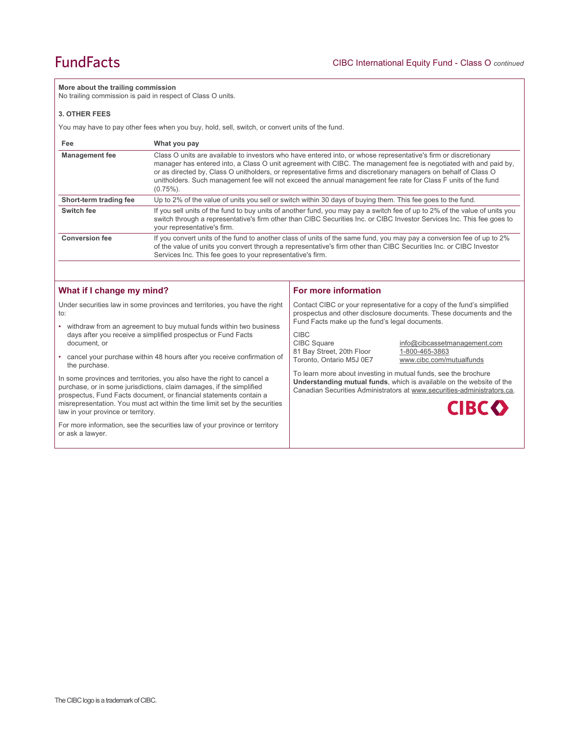**More about the trailing commission**

No trailing commission is paid in respect of Class O units.

**3. OTHER FEES**

You may have to pay other fees when you buy, hold, sell, switch, or convert units of the fund.

| Fee | What you pay |
|---|---|
| **Management fee** | Class O units are available to investors who have entered into, or whose representative's firm or discretionary manager has entered into, a Class O unit agreement with CIBC. The management fee is negotiated with and paid by, or as directed by, Class O unitholders, or representative firms and discretionary managers on behalf of Class O unitholders. Such management fee will not exceed the annual management fee rate for Class F units of the fund (0.75%). |
| **Short-term trading fee** | Up to 2% of the value of units you sell or switch within 30 days of buying them. This fee goes to the fund. |
| **Switch fee** | If you sell units of the fund to buy units of another fund, you may pay a switch fee of up to 2% of the value of units you switch through a representative's firm other than CIBC Securities Inc. or CIBC Investor Services Inc. This fee goes to your representative's firm. |
| **Conversion fee** | If you convert units of the fund to another class of units of the same fund, you may pay a conversion fee of up to 2% of the value of units you convert through a representative's firm other than CIBC Securities Inc. or CIBC Investor Services Inc. This fee goes to your representative's firm. |

## What if I change my mind?

Under securities law in some provinces and territories, you have the right to:

- withdraw from an agreement to buy mutual funds within two business days after you receive a simplified prospectus or Fund Facts document, or
- cancel your purchase within 48 hours after you receive confirmation of the purchase.

In some provinces and territories, you also have the right to cancel a purchase, or in some jurisdictions, claim damages, if the simplified prospectus, Fund Facts document, or financial statements contain a misrepresentation. You must act within the time limit set by the securities law in your province or territory.

For more information, see the securities law of your province or territory or ask a lawyer.

## For more information

Contact CIBC or your representative for a copy of the fund's simplified prospectus and other disclosure documents. These documents and the Fund Facts make up the fund's legal documents.

CIBC
CIBC Square
81 Bay Street, 20th Floor
Toronto, Ontario M5J 0E7

info@cibcassetmanagement.com
1-800-465-3863
www.cibc.com/mutualfunds

To learn more about investing in mutual funds, see the brochure **Understanding mutual funds**, which is available on the website of the Canadian Securities Administrators at www.securities-administrators.ca.

CIBC

The CIBC logo is a trademark of CIBC.